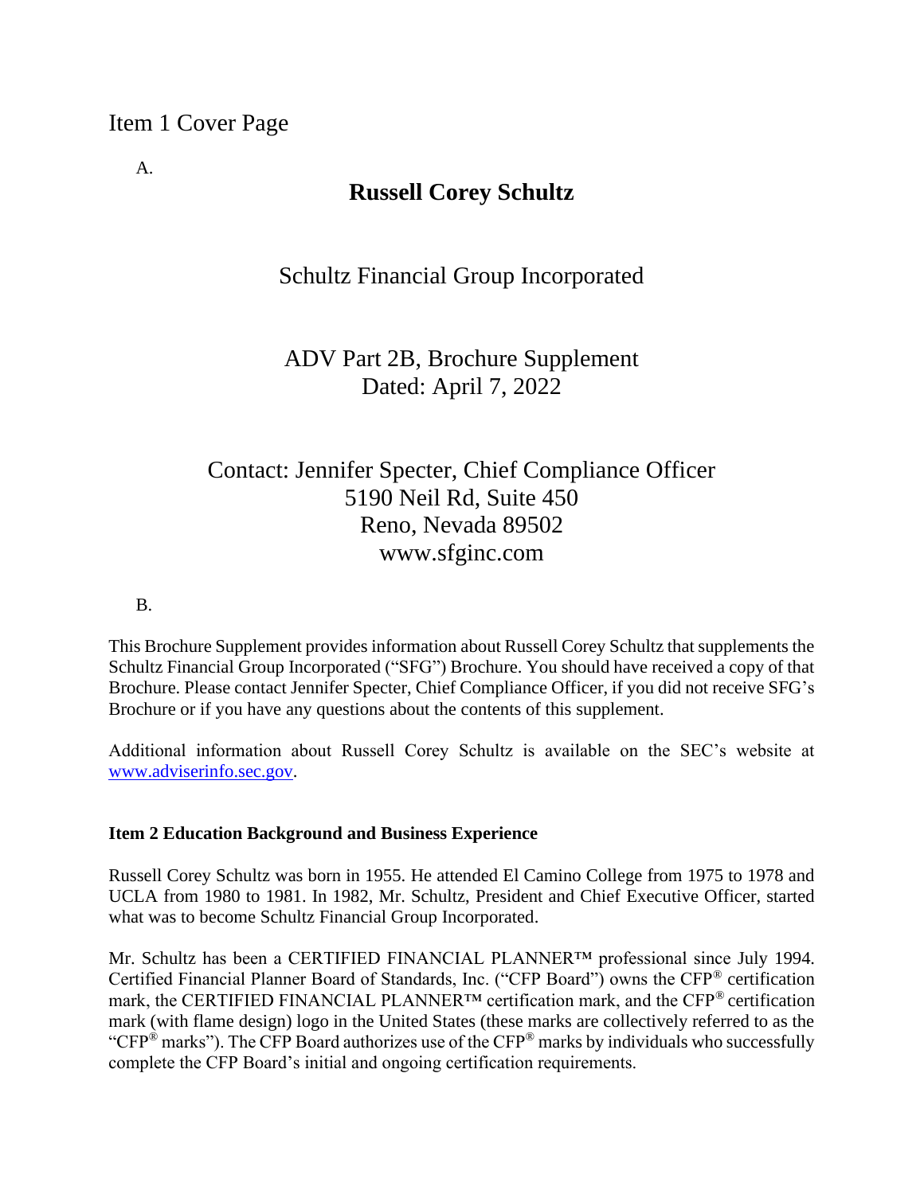# Item 1 Cover Page

A.

## Russell Corey Schultz

Schultz Financial Group Incorporated

ADV Part 2B, Brochure Supplement
Dated: April 7, 2022

Contact: Jennifer Specter, Chief Compliance Officer
5190 Neil Rd, Suite 450
Reno, Nevada 89502
www.sfginc.com

B.

This Brochure Supplement provides information about Russell Corey Schultz that supplements the Schultz Financial Group Incorporated ("SFG") Brochure. You should have received a copy of that Brochure. Please contact Jennifer Specter, Chief Compliance Officer, if you did not receive SFG's Brochure or if you have any questions about the contents of this supplement.

Additional information about Russell Corey Schultz is available on the SEC's website at [www.adviserinfo.sec.gov](http://www.adviserinfo.sec.gov).

**Item 2 Education Background and Business Experience**

Russell Corey Schultz was born in 1955. He attended El Camino College from 1975 to 1978 and UCLA from 1980 to 1981. In 1982, Mr. Schultz, President and Chief Executive Officer, started what was to become Schultz Financial Group Incorporated.

Mr. Schultz has been a CERTIFIED FINANCIAL PLANNER™ professional since July 1994. Certified Financial Planner Board of Standards, Inc. ("CFP Board") owns the CFP® certification mark, the CERTIFIED FINANCIAL PLANNER™ certification mark, and the CFP® certification mark (with flame design) logo in the United States (these marks are collectively referred to as the "CFP® marks"). The CFP Board authorizes use of the CFP® marks by individuals who successfully complete the CFP Board's initial and ongoing certification requirements.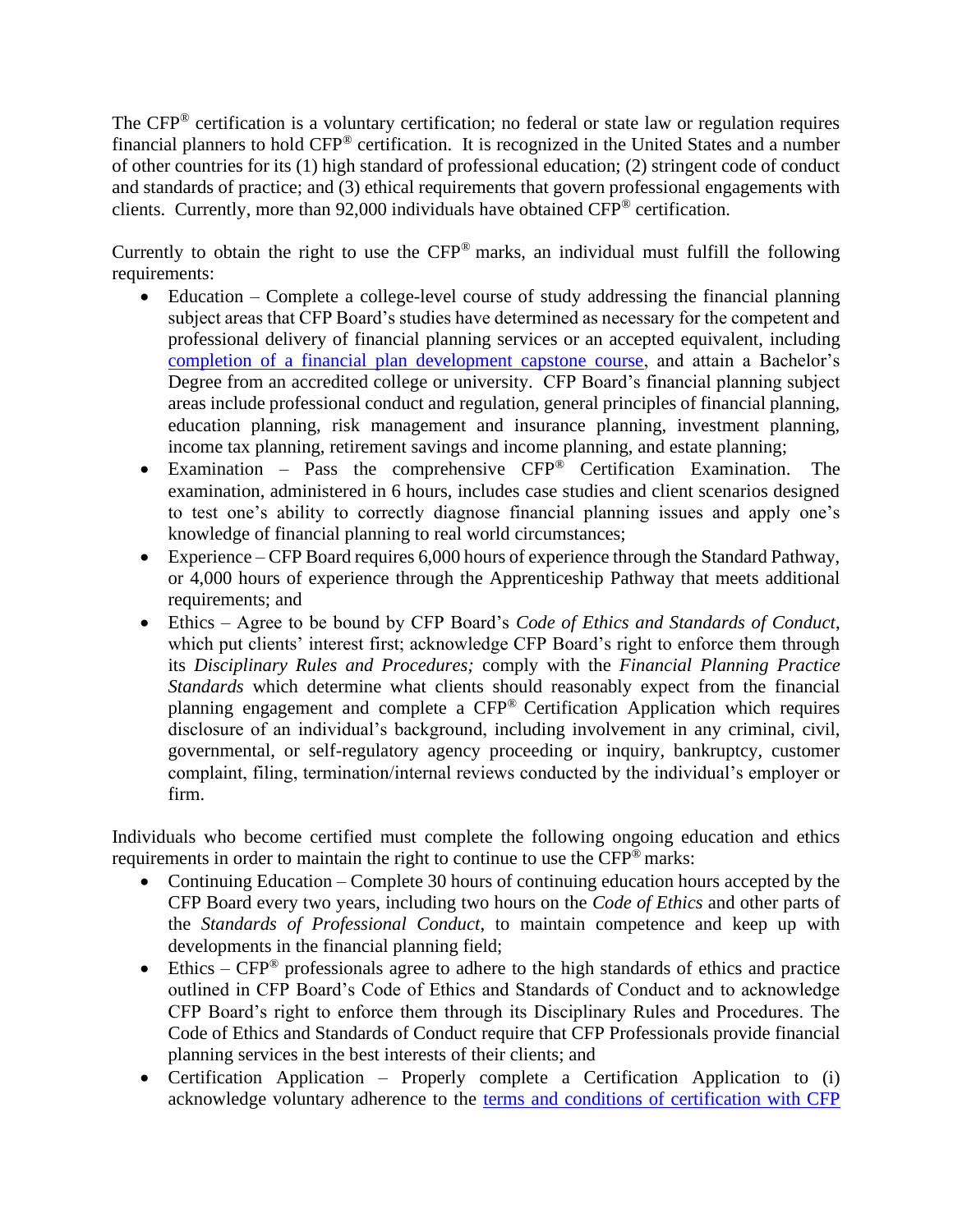The CFP® certification is a voluntary certification; no federal or state law or regulation requires financial planners to hold CFP® certification. It is recognized in the United States and a number of other countries for its (1) high standard of professional education; (2) stringent code of conduct and standards of practice; and (3) ethical requirements that govern professional engagements with clients. Currently, more than 92,000 individuals have obtained CFP® certification.

Currently to obtain the right to use the CFP® marks, an individual must fulfill the following requirements:

- Education – Complete a college-level course of study addressing the financial planning subject areas that CFP Board's studies have determined as necessary for the competent and professional delivery of financial planning services or an accepted equivalent, including completion of a financial plan development capstone course, and attain a Bachelor's Degree from an accredited college or university. CFP Board's financial planning subject areas include professional conduct and regulation, general principles of financial planning, education planning, risk management and insurance planning, investment planning, income tax planning, retirement savings and income planning, and estate planning;
- Examination – Pass the comprehensive CFP® Certification Examination. The examination, administered in 6 hours, includes case studies and client scenarios designed to test one's ability to correctly diagnose financial planning issues and apply one's knowledge of financial planning to real world circumstances;
- Experience – CFP Board requires 6,000 hours of experience through the Standard Pathway, or 4,000 hours of experience through the Apprenticeship Pathway that meets additional requirements; and
- Ethics – Agree to be bound by CFP Board's *Code of Ethics and Standards of Conduct*, which put clients' interest first; acknowledge CFP Board's right to enforce them through its *Disciplinary Rules and Procedures;* comply with the *Financial Planning Practice Standards* which determine what clients should reasonably expect from the financial planning engagement and complete a CFP® Certification Application which requires disclosure of an individual's background, including involvement in any criminal, civil, governmental, or self-regulatory agency proceeding or inquiry, bankruptcy, customer complaint, filing, termination/internal reviews conducted by the individual's employer or firm.

Individuals who become certified must complete the following ongoing education and ethics requirements in order to maintain the right to continue to use the CFP® marks:

- Continuing Education – Complete 30 hours of continuing education hours accepted by the CFP Board every two years, including two hours on the *Code of Ethics* and other parts of the *Standards of Professional Conduct*, to maintain competence and keep up with developments in the financial planning field;
- Ethics – CFP® professionals agree to adhere to the high standards of ethics and practice outlined in CFP Board's Code of Ethics and Standards of Conduct and to acknowledge CFP Board's right to enforce them through its Disciplinary Rules and Procedures. The Code of Ethics and Standards of Conduct require that CFP Professionals provide financial planning services in the best interests of their clients; and
- Certification Application – Properly complete a Certification Application to (i) acknowledge voluntary adherence to the terms and conditions of certification with CFP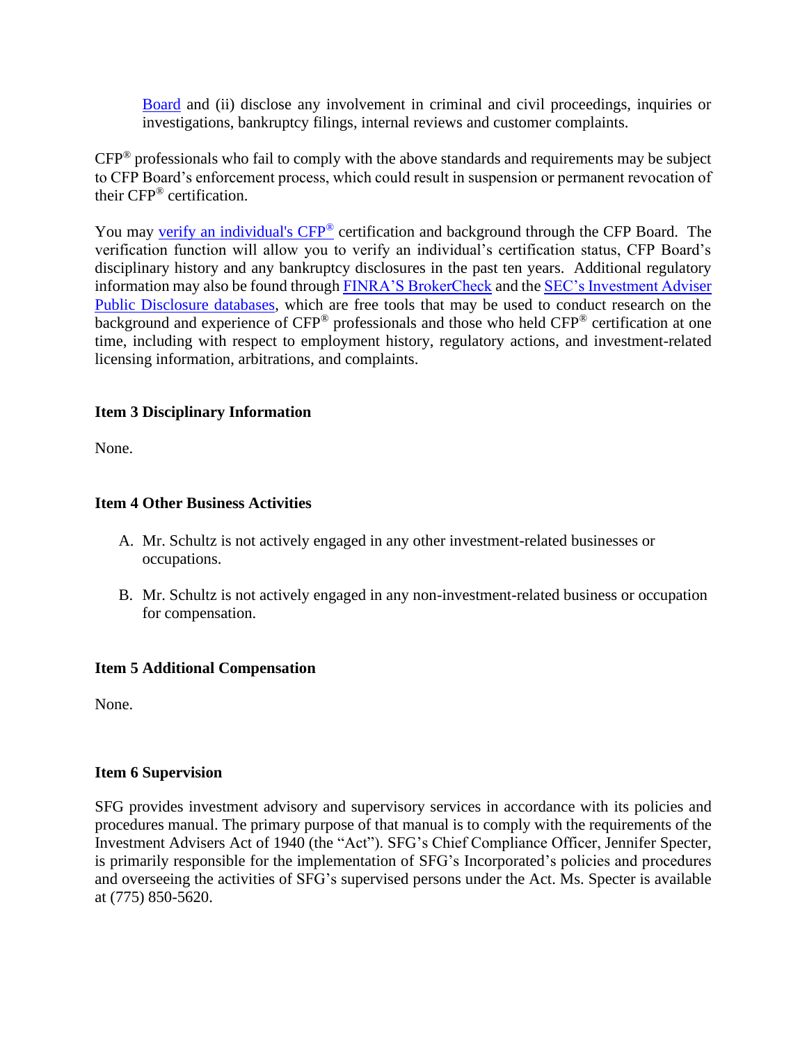Board and (ii) disclose any involvement in criminal and civil proceedings, inquiries or investigations, bankruptcy filings, internal reviews and customer complaints.

CFP® professionals who fail to comply with the above standards and requirements may be subject to CFP Board's enforcement process, which could result in suspension or permanent revocation of their CFP® certification.

You may verify an individual's CFP® certification and background through the CFP Board. The verification function will allow you to verify an individual's certification status, CFP Board's disciplinary history and any bankruptcy disclosures in the past ten years. Additional regulatory information may also be found through FINRA'S BrokerCheck and the SEC's Investment Adviser Public Disclosure databases, which are free tools that may be used to conduct research on the background and experience of CFP® professionals and those who held CFP® certification at one time, including with respect to employment history, regulatory actions, and investment-related licensing information, arbitrations, and complaints.

**Item 3 Disciplinary Information**

None.

**Item 4 Other Business Activities**

A. Mr. Schultz is not actively engaged in any other investment-related businesses or occupations.

B. Mr. Schultz is not actively engaged in any non-investment-related business or occupation for compensation.

**Item 5 Additional Compensation**

None.

**Item 6 Supervision**

SFG provides investment advisory and supervisory services in accordance with its policies and procedures manual. The primary purpose of that manual is to comply with the requirements of the Investment Advisers Act of 1940 (the "Act"). SFG's Chief Compliance Officer, Jennifer Specter, is primarily responsible for the implementation of SFG's Incorporated's policies and procedures and overseeing the activities of SFG's supervised persons under the Act. Ms. Specter is available at (775) 850-5620.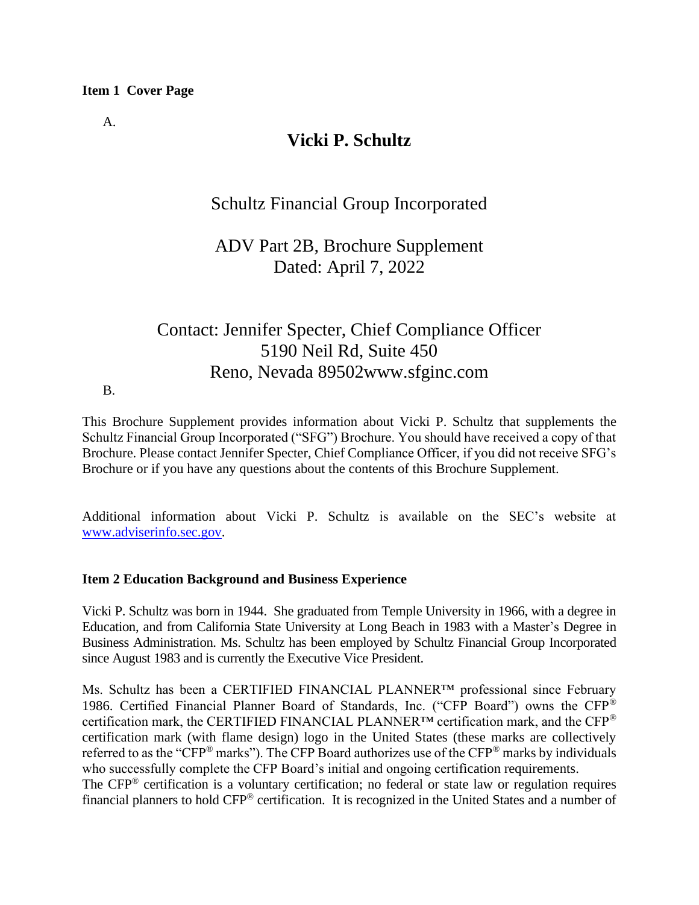**Item 1 Cover Page**

A.

## Vicki P. Schultz

Schultz Financial Group Incorporated

ADV Part 2B, Brochure Supplement
Dated: April 7, 2022

Contact: Jennifer Specter, Chief Compliance Officer
5190 Neil Rd, Suite 450
Reno, Nevada 89502www.sfginc.com

B.

This Brochure Supplement provides information about Vicki P. Schultz that supplements the Schultz Financial Group Incorporated ("SFG") Brochure. You should have received a copy of that Brochure. Please contact Jennifer Specter, Chief Compliance Officer, if you did not receive SFG's Brochure or if you have any questions about the contents of this Brochure Supplement.

Additional information about Vicki P. Schultz is available on the SEC's website at www.adviserinfo.sec.gov.

**Item 2 Education Background and Business Experience**

Vicki P. Schultz was born in 1944. She graduated from Temple University in 1966, with a degree in Education, and from California State University at Long Beach in 1983 with a Master's Degree in Business Administration. Ms. Schultz has been employed by Schultz Financial Group Incorporated since August 1983 and is currently the Executive Vice President.

Ms. Schultz has been a CERTIFIED FINANCIAL PLANNER™ professional since February 1986. Certified Financial Planner Board of Standards, Inc. ("CFP Board") owns the CFP® certification mark, the CERTIFIED FINANCIAL PLANNER™ certification mark, and the CFP® certification mark (with flame design) logo in the United States (these marks are collectively referred to as the "CFP® marks"). The CFP Board authorizes use of the CFP® marks by individuals who successfully complete the CFP Board's initial and ongoing certification requirements.
The CFP® certification is a voluntary certification; no federal or state law or regulation requires financial planners to hold CFP® certification. It is recognized in the United States and a number of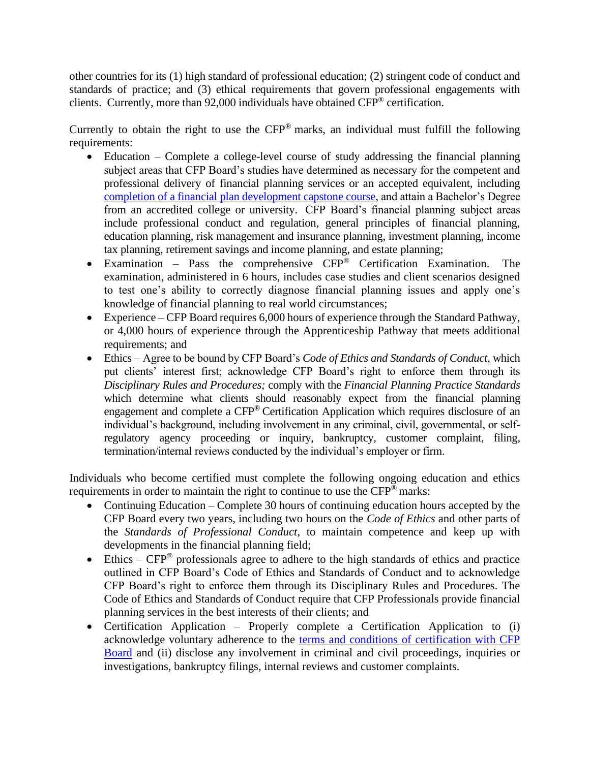other countries for its (1) high standard of professional education; (2) stringent code of conduct and standards of practice; and (3) ethical requirements that govern professional engagements with clients. Currently, more than 92,000 individuals have obtained CFP® certification.

Currently to obtain the right to use the CFP® marks, an individual must fulfill the following requirements:

- Education – Complete a college-level course of study addressing the financial planning subject areas that CFP Board's studies have determined as necessary for the competent and professional delivery of financial planning services or an accepted equivalent, including [completion of a financial plan development capstone course](), and attain a Bachelor's Degree from an accredited college or university. CFP Board's financial planning subject areas include professional conduct and regulation, general principles of financial planning, education planning, risk management and insurance planning, investment planning, income tax planning, retirement savings and income planning, and estate planning;
- Examination – Pass the comprehensive CFP® Certification Examination. The examination, administered in 6 hours, includes case studies and client scenarios designed to test one's ability to correctly diagnose financial planning issues and apply one's knowledge of financial planning to real world circumstances;
- Experience – CFP Board requires 6,000 hours of experience through the Standard Pathway, or 4,000 hours of experience through the Apprenticeship Pathway that meets additional requirements; and
- Ethics – Agree to be bound by CFP Board's *Code of Ethics and Standards of Conduct*, which put clients' interest first; acknowledge CFP Board's right to enforce them through its *Disciplinary Rules and Procedures;* comply with the *Financial Planning Practice Standards* which determine what clients should reasonably expect from the financial planning engagement and complete a CFP® Certification Application which requires disclosure of an individual's background, including involvement in any criminal, civil, governmental, or self-regulatory agency proceeding or inquiry, bankruptcy, customer complaint, filing, termination/internal reviews conducted by the individual's employer or firm.

Individuals who become certified must complete the following ongoing education and ethics requirements in order to maintain the right to continue to use the CFP® marks:

- Continuing Education – Complete 30 hours of continuing education hours accepted by the CFP Board every two years, including two hours on the *Code of Ethics* and other parts of the *Standards of Professional Conduct*, to maintain competence and keep up with developments in the financial planning field;
- Ethics – CFP® professionals agree to adhere to the high standards of ethics and practice outlined in CFP Board's Code of Ethics and Standards of Conduct and to acknowledge CFP Board's right to enforce them through its Disciplinary Rules and Procedures. The Code of Ethics and Standards of Conduct require that CFP Professionals provide financial planning services in the best interests of their clients; and
- Certification Application – Properly complete a Certification Application to (i) acknowledge voluntary adherence to the [terms and conditions of certification with CFP Board]() and (ii) disclose any involvement in criminal and civil proceedings, inquiries or investigations, bankruptcy filings, internal reviews and customer complaints.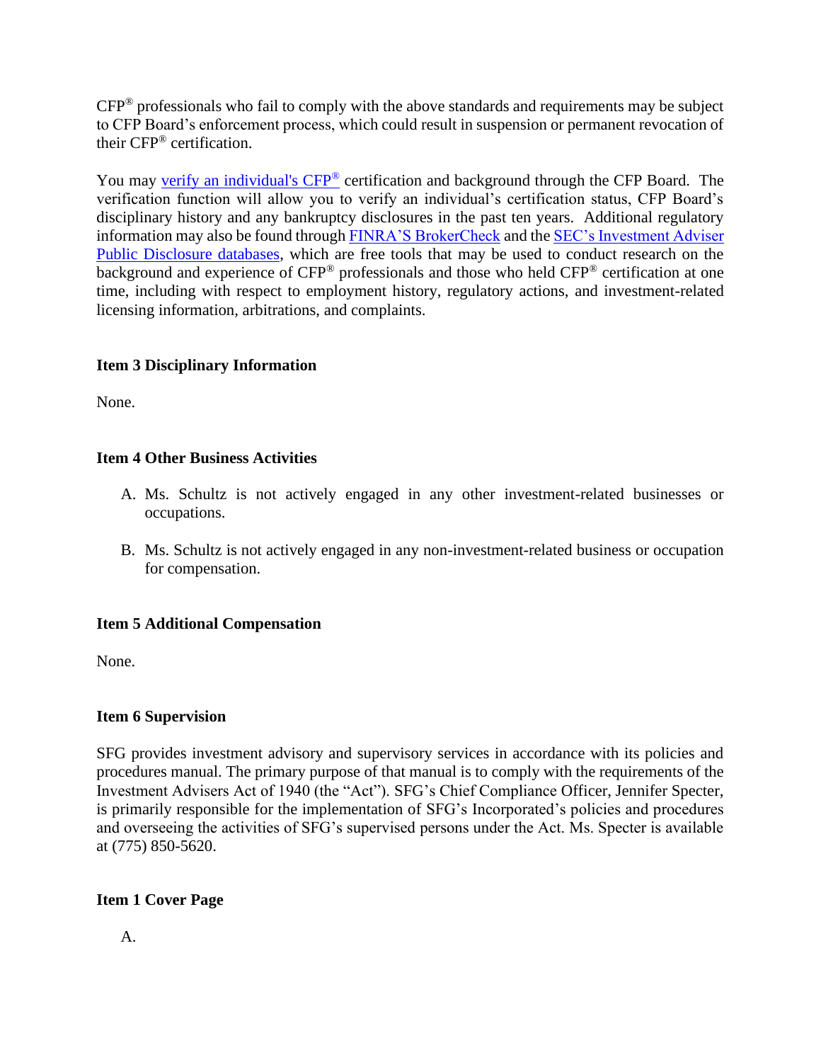CFP® professionals who fail to comply with the above standards and requirements may be subject to CFP Board's enforcement process, which could result in suspension or permanent revocation of their CFP® certification.

You may verify an individual's CFP® certification and background through the CFP Board. The verification function will allow you to verify an individual's certification status, CFP Board's disciplinary history and any bankruptcy disclosures in the past ten years. Additional regulatory information may also be found through FINRA'S BrokerCheck and the SEC's Investment Adviser Public Disclosure databases, which are free tools that may be used to conduct research on the background and experience of CFP® professionals and those who held CFP® certification at one time, including with respect to employment history, regulatory actions, and investment-related licensing information, arbitrations, and complaints.

**Item 3 Disciplinary Information**

None.

**Item 4 Other Business Activities**

A. Ms. Schultz is not actively engaged in any other investment-related businesses or occupations.

B. Ms. Schultz is not actively engaged in any non-investment-related business or occupation for compensation.

**Item 5 Additional Compensation**

None.

**Item 6 Supervision**

SFG provides investment advisory and supervisory services in accordance with its policies and procedures manual. The primary purpose of that manual is to comply with the requirements of the Investment Advisers Act of 1940 (the "Act"). SFG's Chief Compliance Officer, Jennifer Specter, is primarily responsible for the implementation of SFG's Incorporated's policies and procedures and overseeing the activities of SFG's supervised persons under the Act. Ms. Specter is available at (775) 850-5620.

**Item 1 Cover Page**

A.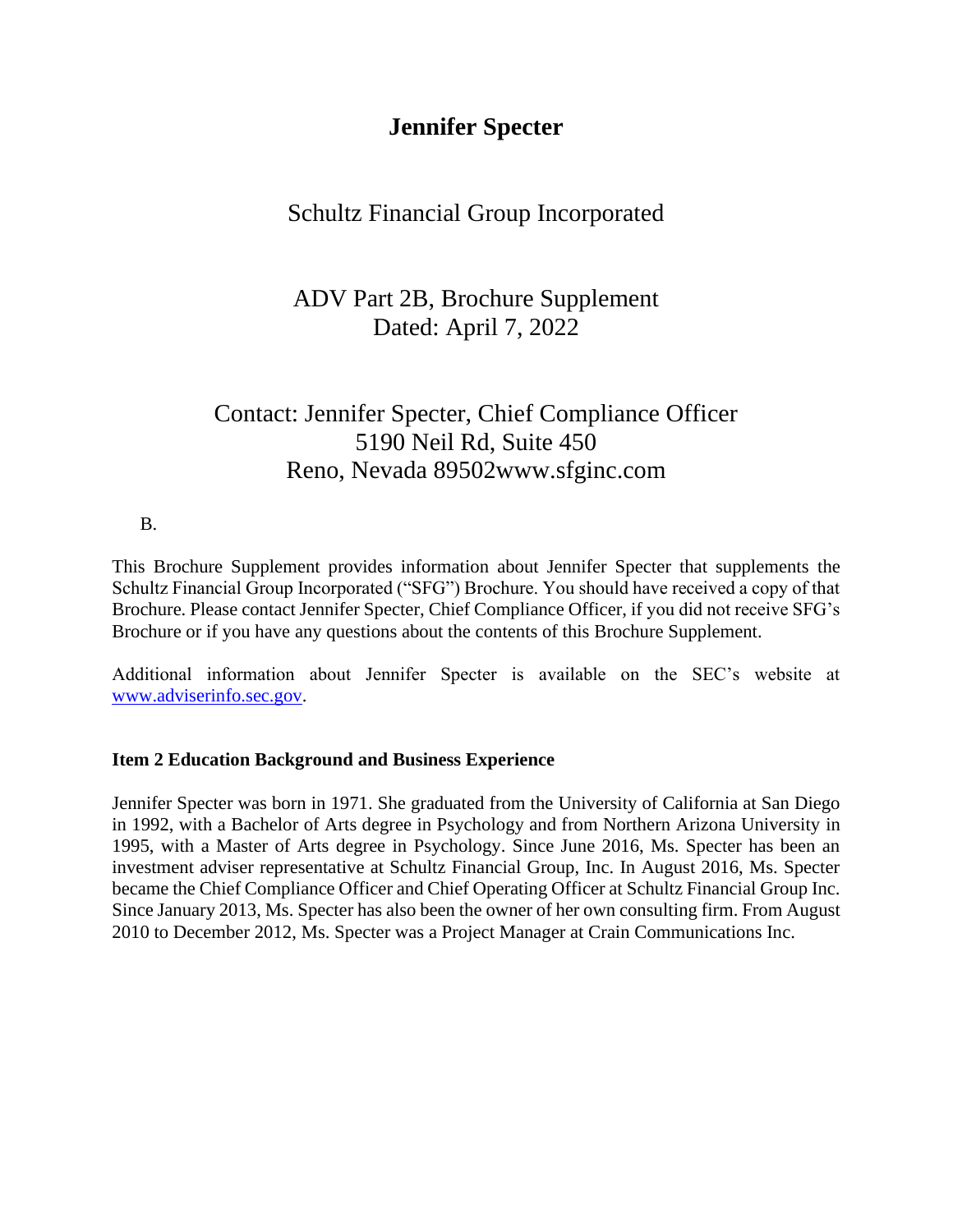# Jennifer Specter

Schultz Financial Group Incorporated

ADV Part 2B, Brochure Supplement
Dated: April 7, 2022

Contact: Jennifer Specter, Chief Compliance Officer
5190 Neil Rd, Suite 450
Reno, Nevada 89502www.sfginc.com

B.

This Brochure Supplement provides information about Jennifer Specter that supplements the Schultz Financial Group Incorporated ("SFG") Brochure. You should have received a copy of that Brochure. Please contact Jennifer Specter, Chief Compliance Officer, if you did not receive SFG's Brochure or if you have any questions about the contents of this Brochure Supplement.

Additional information about Jennifer Specter is available on the SEC's website at www.adviserinfo.sec.gov.

### Item 2 Education Background and Business Experience

Jennifer Specter was born in 1971. She graduated from the University of California at San Diego in 1992, with a Bachelor of Arts degree in Psychology and from Northern Arizona University in 1995, with a Master of Arts degree in Psychology. Since June 2016, Ms. Specter has been an investment adviser representative at Schultz Financial Group, Inc. In August 2016, Ms. Specter became the Chief Compliance Officer and Chief Operating Officer at Schultz Financial Group Inc. Since January 2013, Ms. Specter has also been the owner of her own consulting firm. From August 2010 to December 2012, Ms. Specter was a Project Manager at Crain Communications Inc.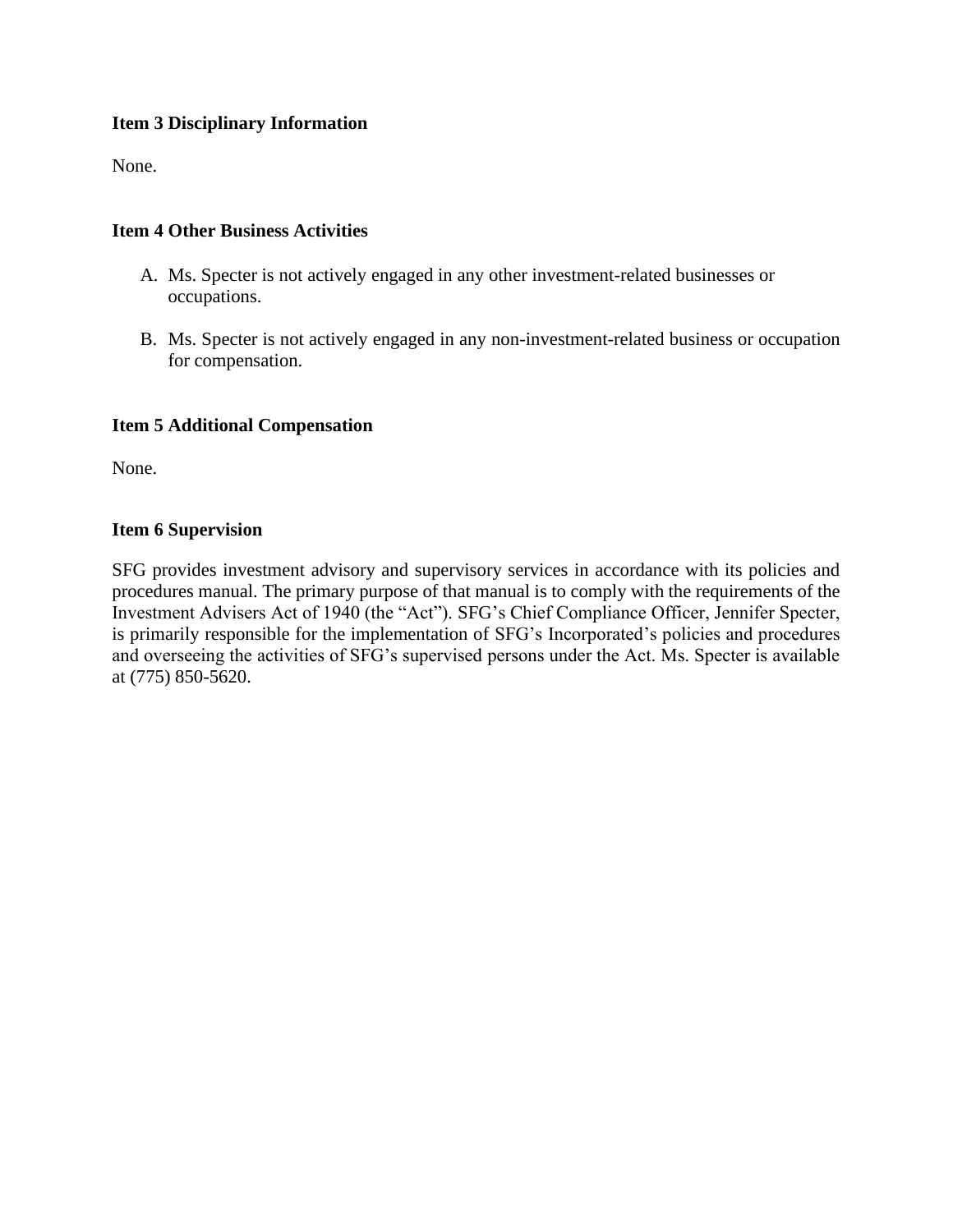**Item 3 Disciplinary Information**

None.

**Item 4 Other Business Activities**

A. Ms. Specter is not actively engaged in any other investment-related businesses or occupations.

B. Ms. Specter is not actively engaged in any non-investment-related business or occupation for compensation.

**Item 5 Additional Compensation**

None.

**Item 6 Supervision**

SFG provides investment advisory and supervisory services in accordance with its policies and procedures manual. The primary purpose of that manual is to comply with the requirements of the Investment Advisers Act of 1940 (the "Act"). SFG's Chief Compliance Officer, Jennifer Specter, is primarily responsible for the implementation of SFG's Incorporated's policies and procedures and overseeing the activities of SFG's supervised persons under the Act. Ms. Specter is available at (775) 850-5620.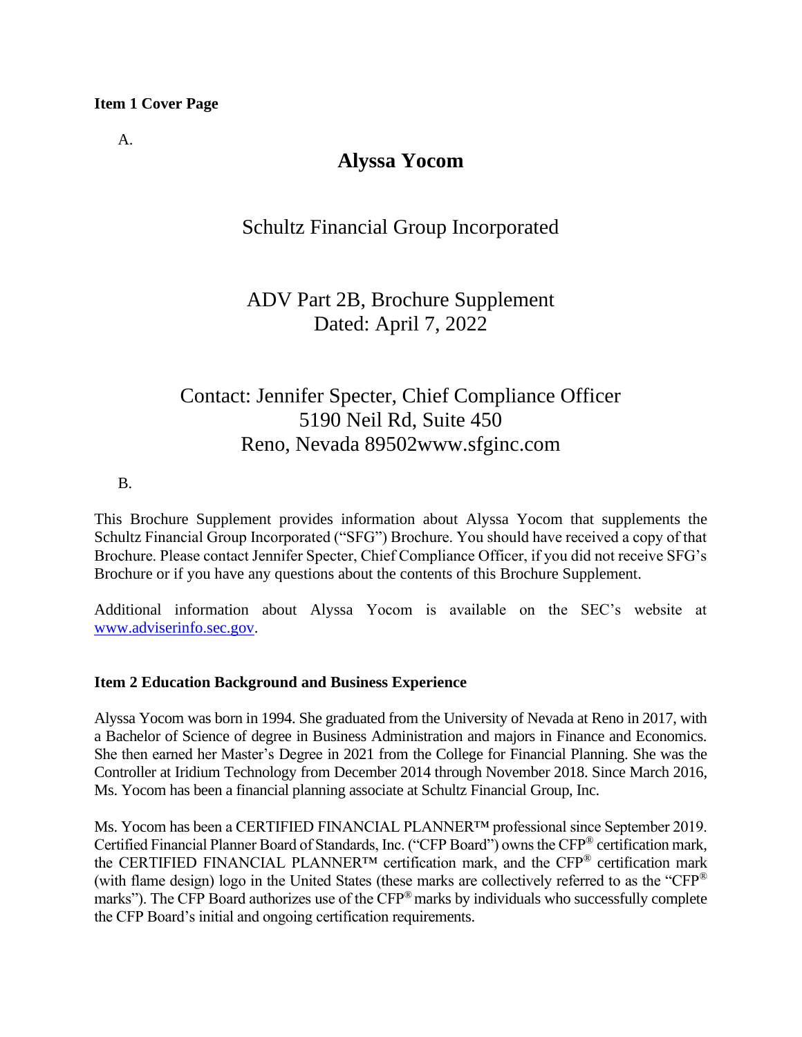**Item 1 Cover Page**

A.

# Alyssa Yocom

## Schultz Financial Group Incorporated

ADV Part 2B, Brochure Supplement
Dated: April 7, 2022

Contact: Jennifer Specter, Chief Compliance Officer
5190 Neil Rd, Suite 450
Reno, Nevada 89502www.sfginc.com

B.

This Brochure Supplement provides information about Alyssa Yocom that supplements the Schultz Financial Group Incorporated ("SFG") Brochure. You should have received a copy of that Brochure. Please contact Jennifer Specter, Chief Compliance Officer, if you did not receive SFG's Brochure or if you have any questions about the contents of this Brochure Supplement.

Additional information about Alyssa Yocom is available on the SEC's website at www.adviserinfo.sec.gov.

**Item 2 Education Background and Business Experience**

Alyssa Yocom was born in 1994. She graduated from the University of Nevada at Reno in 2017, with a Bachelor of Science of degree in Business Administration and majors in Finance and Economics. She then earned her Master's Degree in 2021 from the College for Financial Planning. She was the Controller at Iridium Technology from December 2014 through November 2018. Since March 2016, Ms. Yocom has been a financial planning associate at Schultz Financial Group, Inc.

Ms. Yocom has been a CERTIFIED FINANCIAL PLANNER™ professional since September 2019. Certified Financial Planner Board of Standards, Inc. ("CFP Board") owns the CFP® certification mark, the CERTIFIED FINANCIAL PLANNER™ certification mark, and the CFP® certification mark (with flame design) logo in the United States (these marks are collectively referred to as the "CFP® marks"). The CFP Board authorizes use of the CFP® marks by individuals who successfully complete the CFP Board's initial and ongoing certification requirements.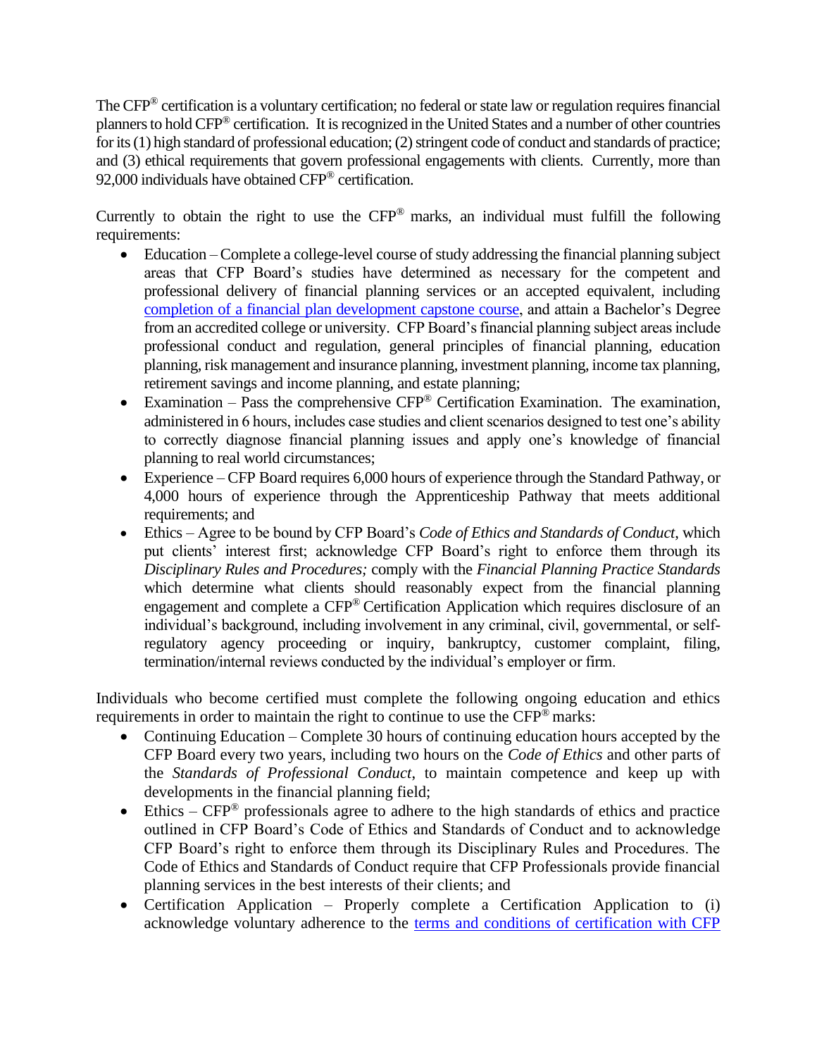The CFP® certification is a voluntary certification; no federal or state law or regulation requires financial planners to hold CFP® certification. It is recognized in the United States and a number of other countries for its (1) high standard of professional education; (2) stringent code of conduct and standards of practice; and (3) ethical requirements that govern professional engagements with clients. Currently, more than 92,000 individuals have obtained CFP® certification.

Currently to obtain the right to use the CFP® marks, an individual must fulfill the following requirements:

- Education – Complete a college-level course of study addressing the financial planning subject areas that CFP Board's studies have determined as necessary for the competent and professional delivery of financial planning services or an accepted equivalent, including completion of a financial plan development capstone course, and attain a Bachelor's Degree from an accredited college or university. CFP Board's financial planning subject areas include professional conduct and regulation, general principles of financial planning, education planning, risk management and insurance planning, investment planning, income tax planning, retirement savings and income planning, and estate planning;
- Examination – Pass the comprehensive CFP® Certification Examination. The examination, administered in 6 hours, includes case studies and client scenarios designed to test one's ability to correctly diagnose financial planning issues and apply one's knowledge of financial planning to real world circumstances;
- Experience – CFP Board requires 6,000 hours of experience through the Standard Pathway, or 4,000 hours of experience through the Apprenticeship Pathway that meets additional requirements; and
- Ethics – Agree to be bound by CFP Board's *Code of Ethics and Standards of Conduct*, which put clients' interest first; acknowledge CFP Board's right to enforce them through its *Disciplinary Rules and Procedures;* comply with the *Financial Planning Practice Standards* which determine what clients should reasonably expect from the financial planning engagement and complete a CFP® Certification Application which requires disclosure of an individual's background, including involvement in any criminal, civil, governmental, or self-regulatory agency proceeding or inquiry, bankruptcy, customer complaint, filing, termination/internal reviews conducted by the individual's employer or firm.

Individuals who become certified must complete the following ongoing education and ethics requirements in order to maintain the right to continue to use the CFP® marks:

- Continuing Education – Complete 30 hours of continuing education hours accepted by the CFP Board every two years, including two hours on the *Code of Ethics* and other parts of the *Standards of Professional Conduct*, to maintain competence and keep up with developments in the financial planning field;
- Ethics – CFP® professionals agree to adhere to the high standards of ethics and practice outlined in CFP Board's Code of Ethics and Standards of Conduct and to acknowledge CFP Board's right to enforce them through its Disciplinary Rules and Procedures. The Code of Ethics and Standards of Conduct require that CFP Professionals provide financial planning services in the best interests of their clients; and
- Certification Application – Properly complete a Certification Application to (i) acknowledge voluntary adherence to the terms and conditions of certification with CFP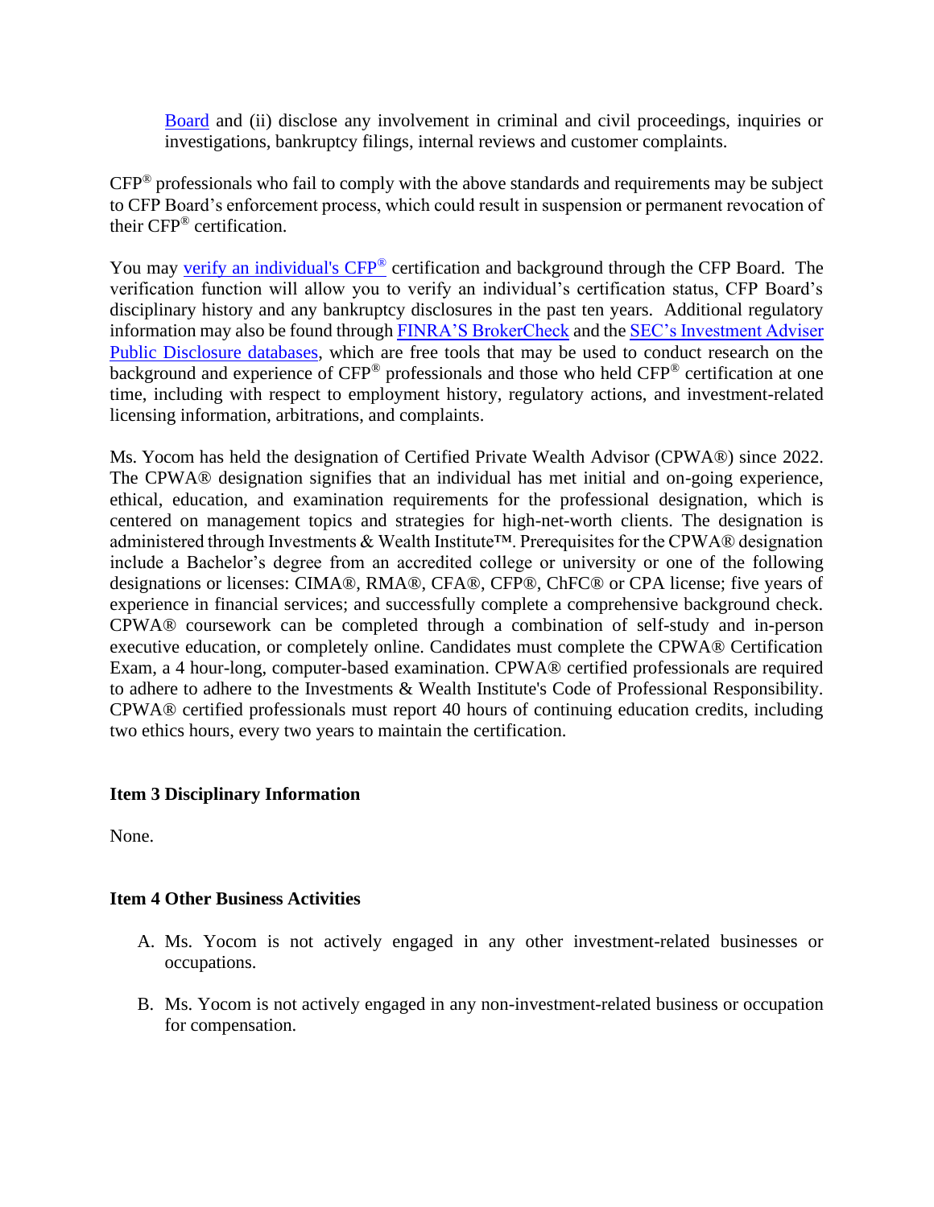Board and (ii) disclose any involvement in criminal and civil proceedings, inquiries or investigations, bankruptcy filings, internal reviews and customer complaints.

CFP® professionals who fail to comply with the above standards and requirements may be subject to CFP Board's enforcement process, which could result in suspension or permanent revocation of their CFP® certification.

You may verify an individual's CFP® certification and background through the CFP Board. The verification function will allow you to verify an individual's certification status, CFP Board's disciplinary history and any bankruptcy disclosures in the past ten years. Additional regulatory information may also be found through FINRA'S BrokerCheck and the SEC's Investment Adviser Public Disclosure databases, which are free tools that may be used to conduct research on the background and experience of CFP® professionals and those who held CFP® certification at one time, including with respect to employment history, regulatory actions, and investment-related licensing information, arbitrations, and complaints.

Ms. Yocom has held the designation of Certified Private Wealth Advisor (CPWA®) since 2022. The CPWA® designation signifies that an individual has met initial and on-going experience, ethical, education, and examination requirements for the professional designation, which is centered on management topics and strategies for high-net-worth clients. The designation is administered through Investments & Wealth Institute™. Prerequisites for the CPWA® designation include a Bachelor's degree from an accredited college or university or one of the following designations or licenses: CIMA®, RMA®, CFA®, CFP®, ChFC® or CPA license; five years of experience in financial services; and successfully complete a comprehensive background check. CPWA® coursework can be completed through a combination of self-study and in-person executive education, or completely online. Candidates must complete the CPWA® Certification Exam, a 4 hour-long, computer-based examination. CPWA® certified professionals are required to adhere to adhere to the Investments & Wealth Institute's Code of Professional Responsibility. CPWA® certified professionals must report 40 hours of continuing education credits, including two ethics hours, every two years to maintain the certification.

**Item 3 Disciplinary Information**

None.

**Item 4 Other Business Activities**

A. Ms. Yocom is not actively engaged in any other investment-related businesses or occupations.

B. Ms. Yocom is not actively engaged in any non-investment-related business or occupation for compensation.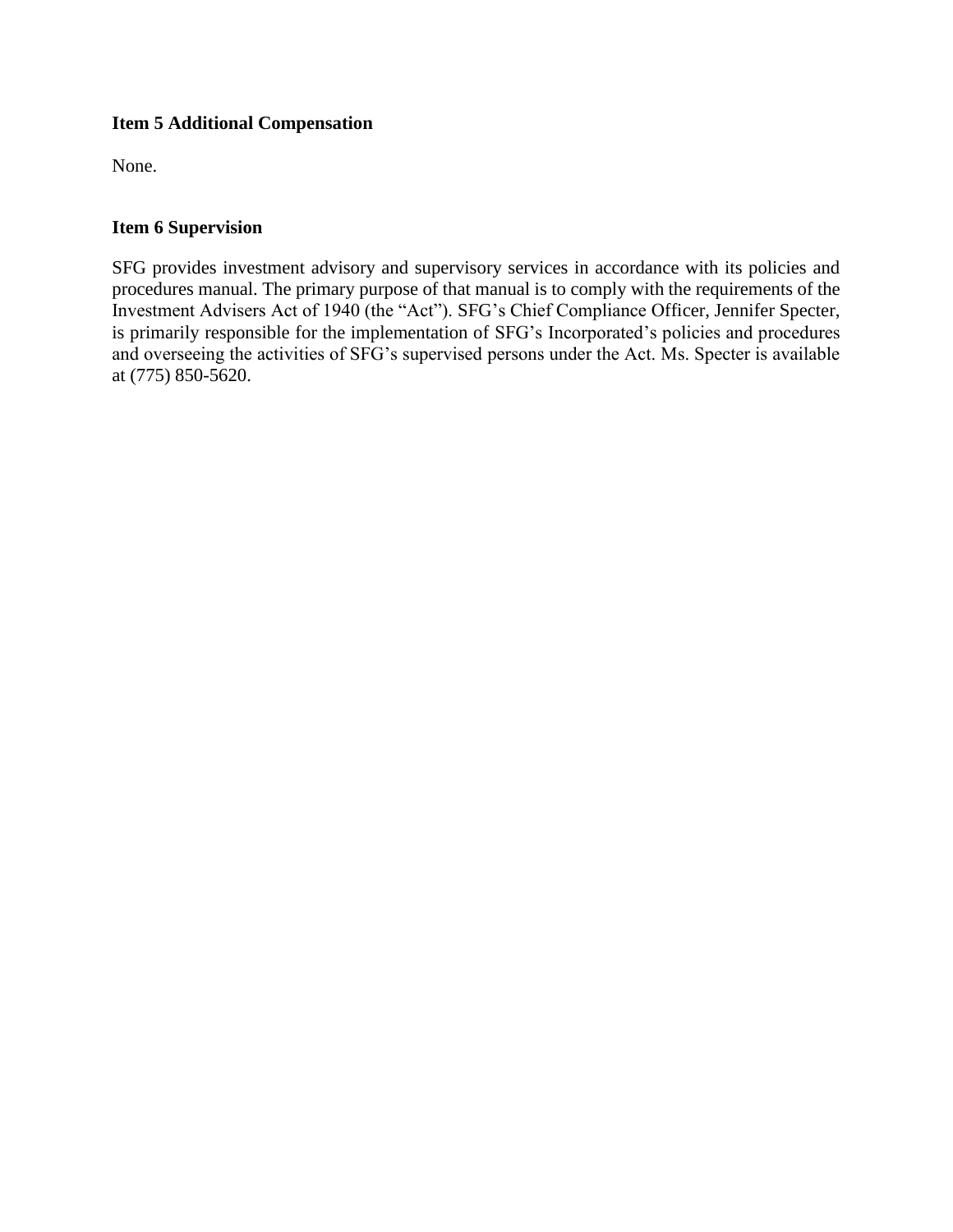**Item 5 Additional Compensation**

None.

**Item 6 Supervision**

SFG provides investment advisory and supervisory services in accordance with its policies and procedures manual. The primary purpose of that manual is to comply with the requirements of the Investment Advisers Act of 1940 (the "Act"). SFG's Chief Compliance Officer, Jennifer Specter, is primarily responsible for the implementation of SFG's Incorporated's policies and procedures and overseeing the activities of SFG's supervised persons under the Act. Ms. Specter is available at (775) 850-5620.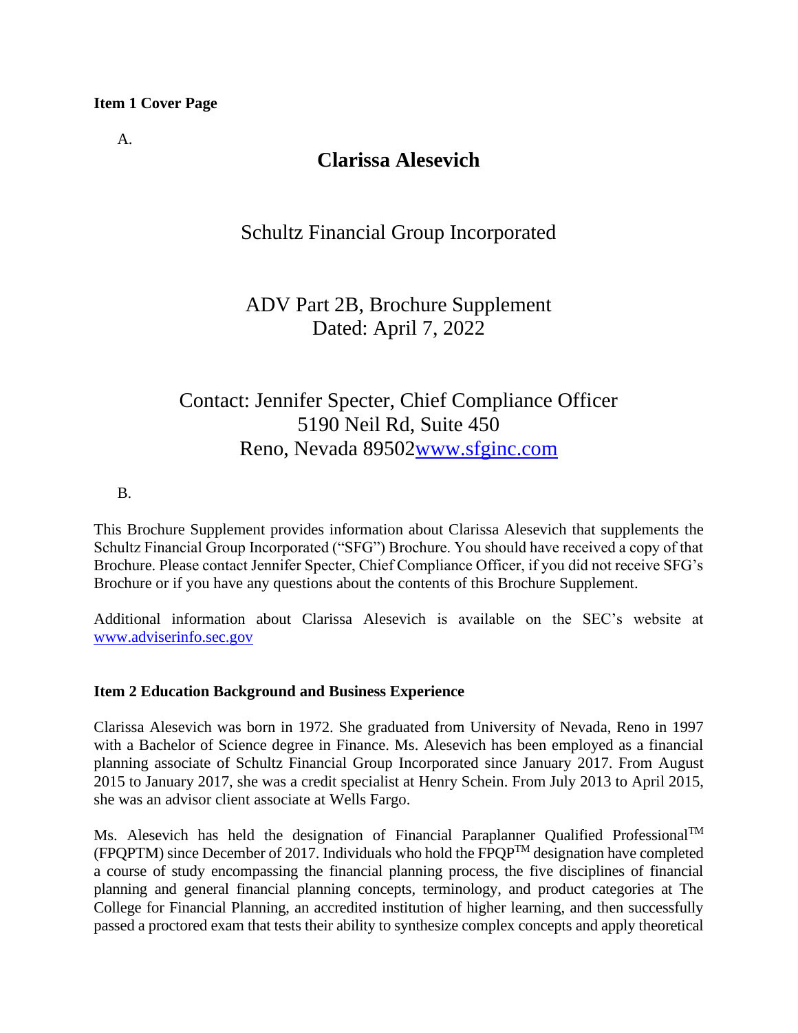**Item 1 Cover Page**

A.

## Clarissa Alesevich

Schultz Financial Group Incorporated

ADV Part 2B, Brochure Supplement
Dated: April 7, 2022

Contact: Jennifer Specter, Chief Compliance Officer
5190 Neil Rd, Suite 450
Reno, Nevada 89502www.sfginc.com

B.

This Brochure Supplement provides information about Clarissa Alesevich that supplements the Schultz Financial Group Incorporated ("SFG") Brochure. You should have received a copy of that Brochure. Please contact Jennifer Specter, Chief Compliance Officer, if you did not receive SFG's Brochure or if you have any questions about the contents of this Brochure Supplement.

Additional information about Clarissa Alesevich is available on the SEC's website at www.adviserinfo.sec.gov

**Item 2 Education Background and Business Experience**

Clarissa Alesevich was born in 1972. She graduated from University of Nevada, Reno in 1997 with a Bachelor of Science degree in Finance. Ms. Alesevich has been employed as a financial planning associate of Schultz Financial Group Incorporated since January 2017. From August 2015 to January 2017, she was a credit specialist at Henry Schein. From July 2013 to April 2015, she was an advisor client associate at Wells Fargo.

Ms. Alesevich has held the designation of Financial Paraplanner Qualified Professional™ (FPQPTM) since December of 2017. Individuals who hold the FPQP™ designation have completed a course of study encompassing the financial planning process, the five disciplines of financial planning and general financial planning concepts, terminology, and product categories at The College for Financial Planning, an accredited institution of higher learning, and then successfully passed a proctored exam that tests their ability to synthesize complex concepts and apply theoretical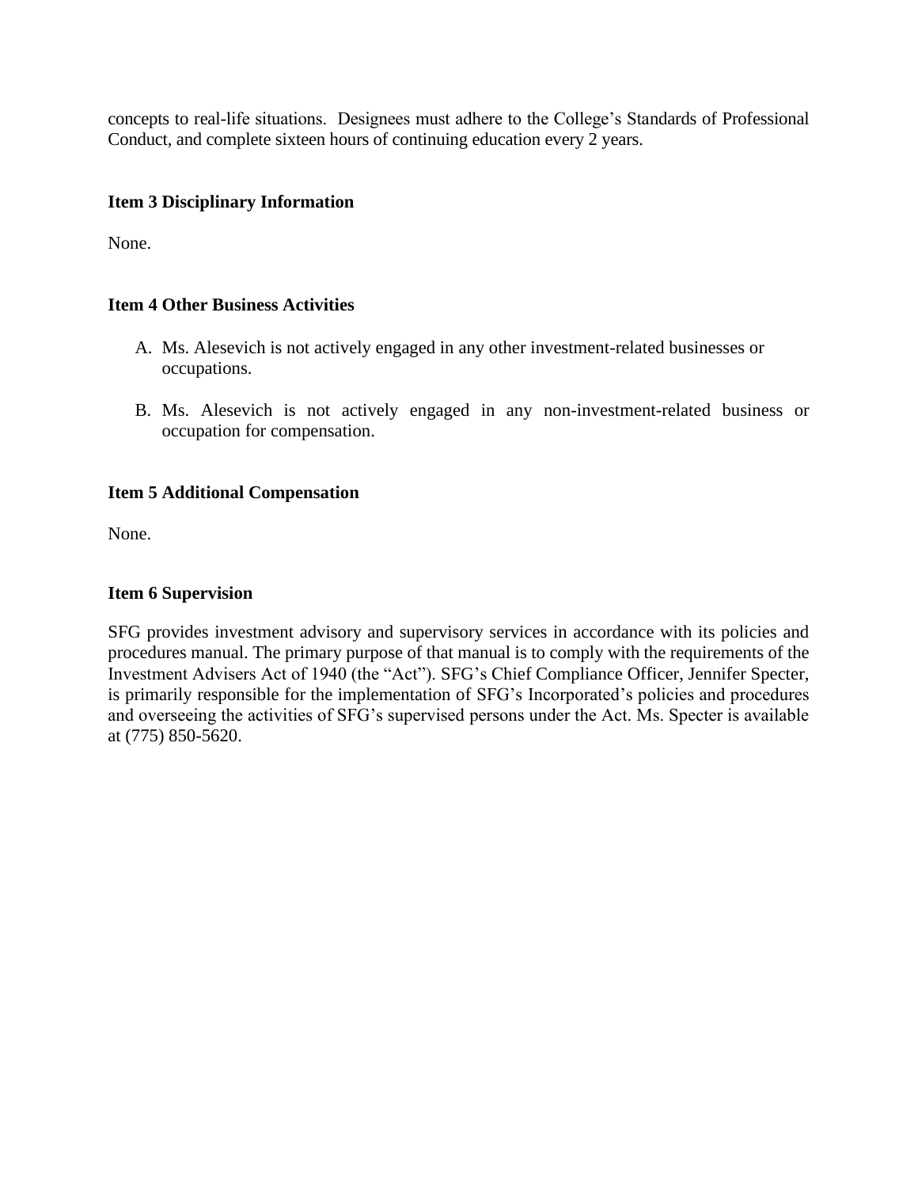concepts to real-life situations. Designees must adhere to the College's Standards of Professional Conduct, and complete sixteen hours of continuing education every 2 years.

**Item 3 Disciplinary Information**

None.

**Item 4 Other Business Activities**

A. Ms. Alesevich is not actively engaged in any other investment-related businesses or occupations.

B. Ms. Alesevich is not actively engaged in any non-investment-related business or occupation for compensation.

**Item 5 Additional Compensation**

None.

**Item 6 Supervision**

SFG provides investment advisory and supervisory services in accordance with its policies and procedures manual. The primary purpose of that manual is to comply with the requirements of the Investment Advisers Act of 1940 (the "Act"). SFG's Chief Compliance Officer, Jennifer Specter, is primarily responsible for the implementation of SFG's Incorporated's policies and procedures and overseeing the activities of SFG's supervised persons under the Act. Ms. Specter is available at (775) 850-5620.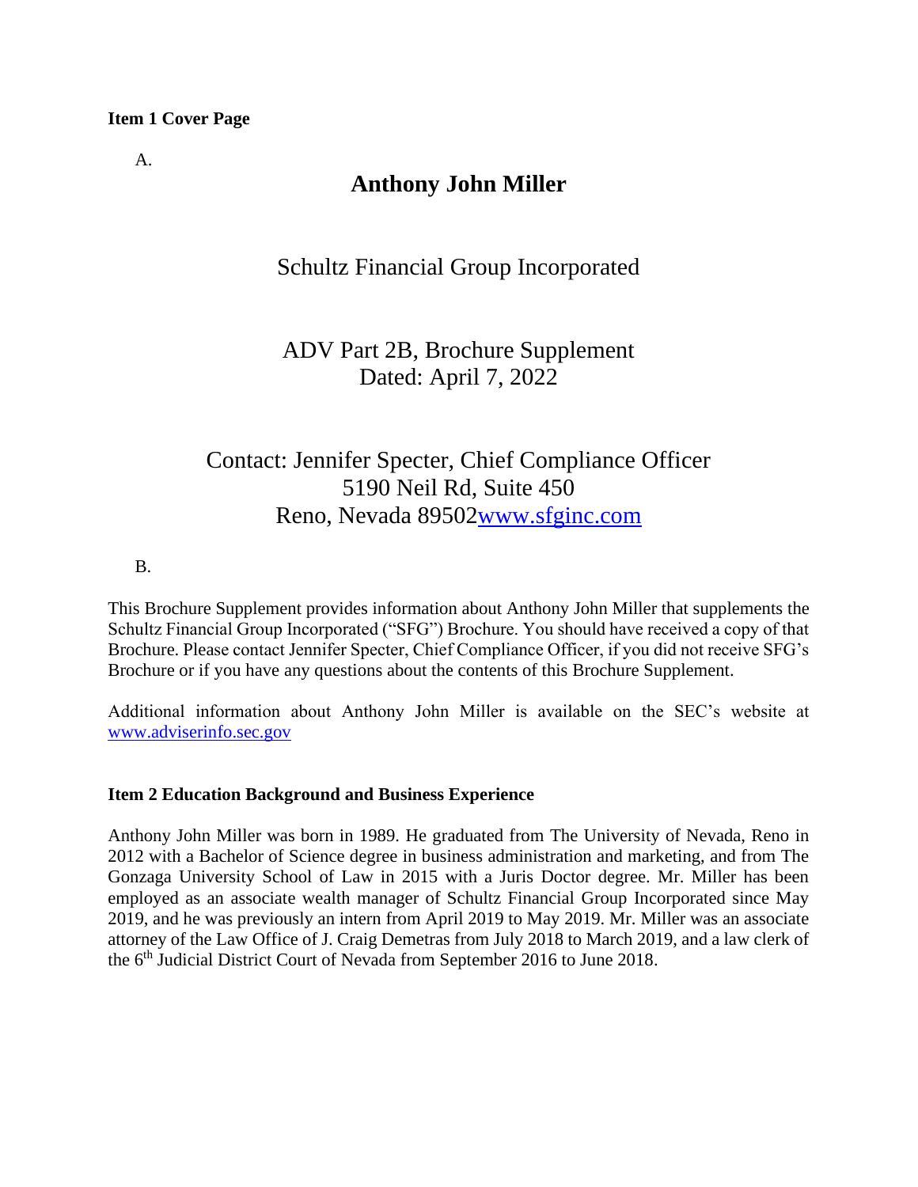**Item 1 Cover Page**

A.

# Anthony John Miller

Schultz Financial Group Incorporated

ADV Part 2B, Brochure Supplement
Dated: April 7, 2022

Contact: Jennifer Specter, Chief Compliance Officer
5190 Neil Rd, Suite 450
Reno, Nevada 89502www.sfginc.com

B.

This Brochure Supplement provides information about Anthony John Miller that supplements the Schultz Financial Group Incorporated ("SFG") Brochure. You should have received a copy of that Brochure. Please contact Jennifer Specter, Chief Compliance Officer, if you did not receive SFG's Brochure or if you have any questions about the contents of this Brochure Supplement.

Additional information about Anthony John Miller is available on the SEC's website at www.adviserinfo.sec.gov

**Item 2 Education Background and Business Experience**

Anthony John Miller was born in 1989. He graduated from The University of Nevada, Reno in 2012 with a Bachelor of Science degree in business administration and marketing, and from The Gonzaga University School of Law in 2015 with a Juris Doctor degree. Mr. Miller has been employed as an associate wealth manager of Schultz Financial Group Incorporated since May 2019, and he was previously an intern from April 2019 to May 2019. Mr. Miller was an associate attorney of the Law Office of J. Craig Demetras from July 2018 to March 2019, and a law clerk of the 6th Judicial District Court of Nevada from September 2016 to June 2018.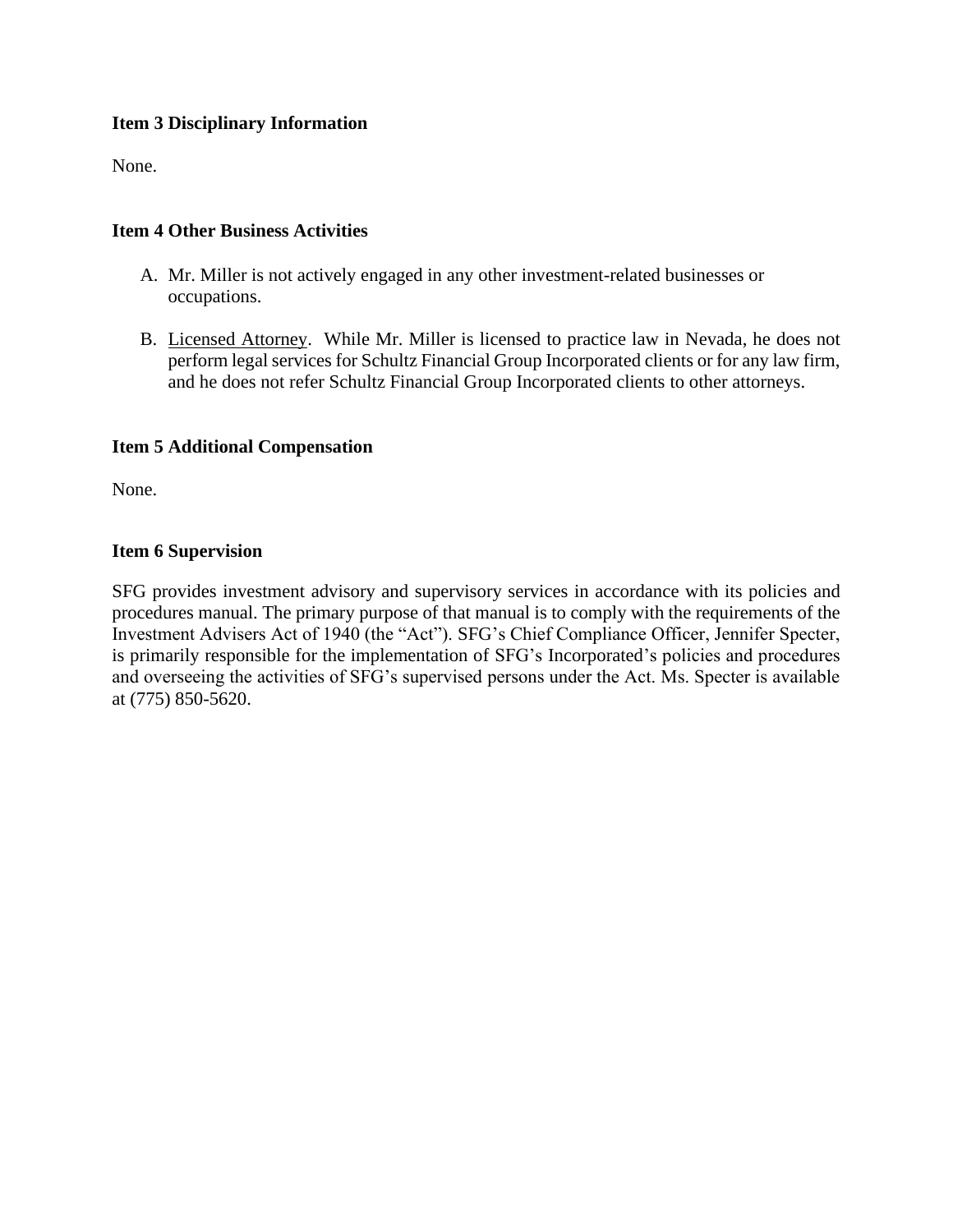### Item 3 Disciplinary Information

None.

### Item 4 Other Business Activities

A. Mr. Miller is not actively engaged in any other investment-related businesses or occupations.

B. <u>Licensed Attorney</u>. While Mr. Miller is licensed to practice law in Nevada, he does not perform legal services for Schultz Financial Group Incorporated clients or for any law firm, and he does not refer Schultz Financial Group Incorporated clients to other attorneys.

### Item 5 Additional Compensation

None.

### Item 6 Supervision

SFG provides investment advisory and supervisory services in accordance with its policies and procedures manual. The primary purpose of that manual is to comply with the requirements of the Investment Advisers Act of 1940 (the "Act"). SFG's Chief Compliance Officer, Jennifer Specter, is primarily responsible for the implementation of SFG's Incorporated's policies and procedures and overseeing the activities of SFG's supervised persons under the Act. Ms. Specter is available at (775) 850-5620.